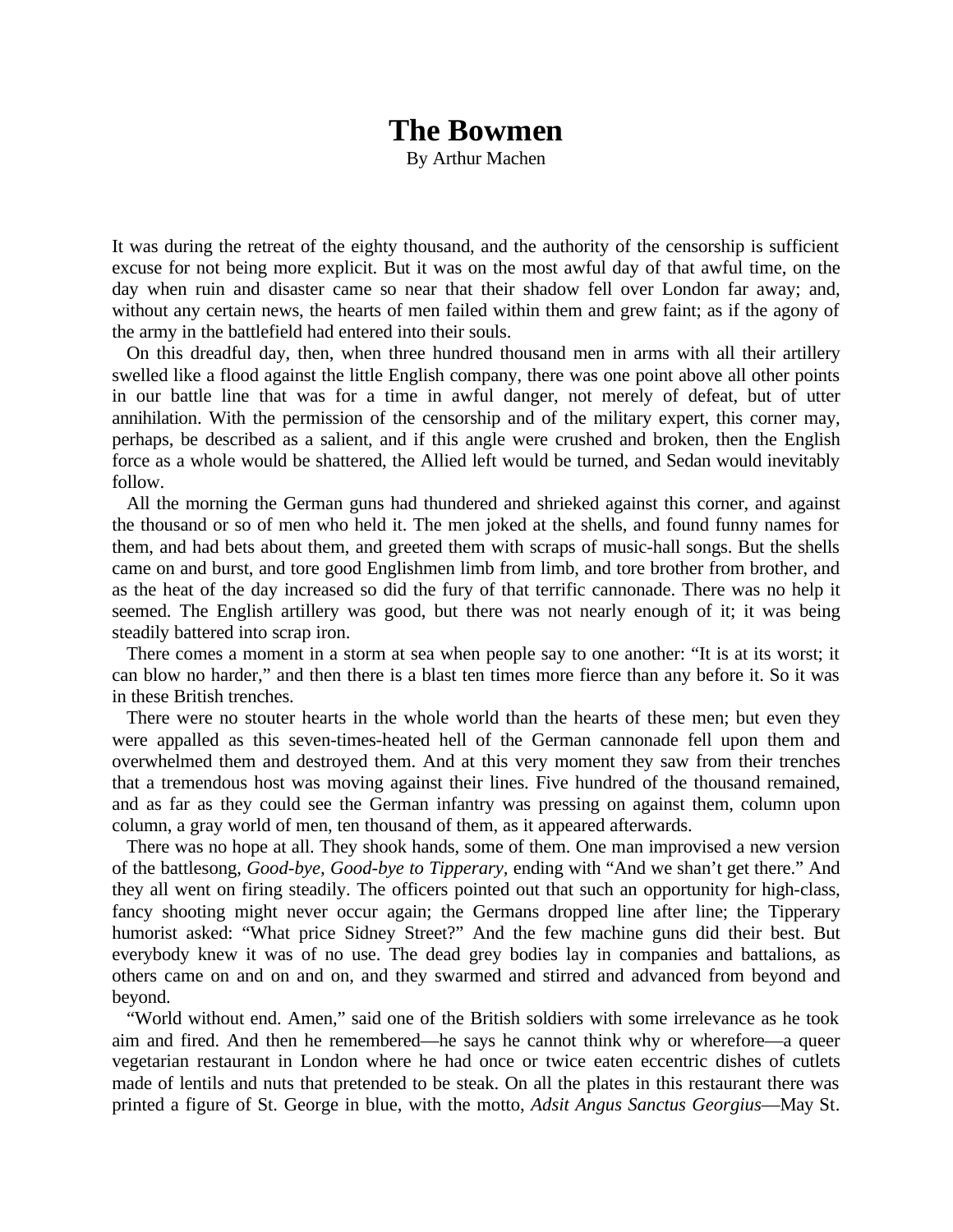# The Bowmen

By Arthur Machen

It was during the retreat of the eighty thousand, and the authority of the censorship is sufficient excuse for not being more explicit. But it was on the most awful day of that awful time, on the day when ruin and disaster came so near that their shadow fell over London far away; and, without any certain news, the hearts of men failed within them and grew faint; as if the agony of the army in the battlefield had entered into their souls.

On this dreadful day, then, when three hundred thousand men in arms with all their artillery swelled like a flood against the little English company, there was one point above all other points in our battle line that was for a time in awful danger, not merely of defeat, but of utter annihilation. With the permission of the censorship and of the military expert, this corner may, perhaps, be described as a salient, and if this angle were crushed and broken, then the English force as a whole would be shattered, the Allied left would be turned, and Sedan would inevitably follow.

All the morning the German guns had thundered and shrieked against this corner, and against the thousand or so of men who held it. The men joked at the shells, and found funny names for them, and had bets about them, and greeted them with scraps of music-hall songs. But the shells came on and burst, and tore good Englishmen limb from limb, and tore brother from brother, and as the heat of the day increased so did the fury of that terrific cannonade. There was no help it seemed. The English artillery was good, but there was not nearly enough of it; it was being steadily battered into scrap iron.

There comes a moment in a storm at sea when people say to one another: "It is at its worst; it can blow no harder," and then there is a blast ten times more fierce than any before it. So it was in these British trenches.

There were no stouter hearts in the whole world than the hearts of these men; but even they were appalled as this seven-times-heated hell of the German cannonade fell upon them and overwhelmed them and destroyed them. And at this very moment they saw from their trenches that a tremendous host was moving against their lines. Five hundred of the thousand remained, and as far as they could see the German infantry was pressing on against them, column upon column, a gray world of men, ten thousand of them, as it appeared afterwards.

There was no hope at all. They shook hands, some of them. One man improvised a new version of the battlesong, *Good-bye, Good-bye to Tipperary,* ending with "And we shan't get there." And they all went on firing steadily. The officers pointed out that such an opportunity for high-class, fancy shooting might never occur again; the Germans dropped line after line; the Tipperary humorist asked: "What price Sidney Street?" And the few machine guns did their best. But everybody knew it was of no use. The dead grey bodies lay in companies and battalions, as others came on and on and on, and they swarmed and stirred and advanced from beyond and beyond.

"World without end. Amen," said one of the British soldiers with some irrelevance as he took aim and fired. And then he remembered—he says he cannot think why or wherefore—a queer vegetarian restaurant in London where he had once or twice eaten eccentric dishes of cutlets made of lentils and nuts that pretended to be steak. On all the plates in this restaurant there was printed a figure of St. George in blue, with the motto, *Adsit Angus Sanctus Georgius*—May St.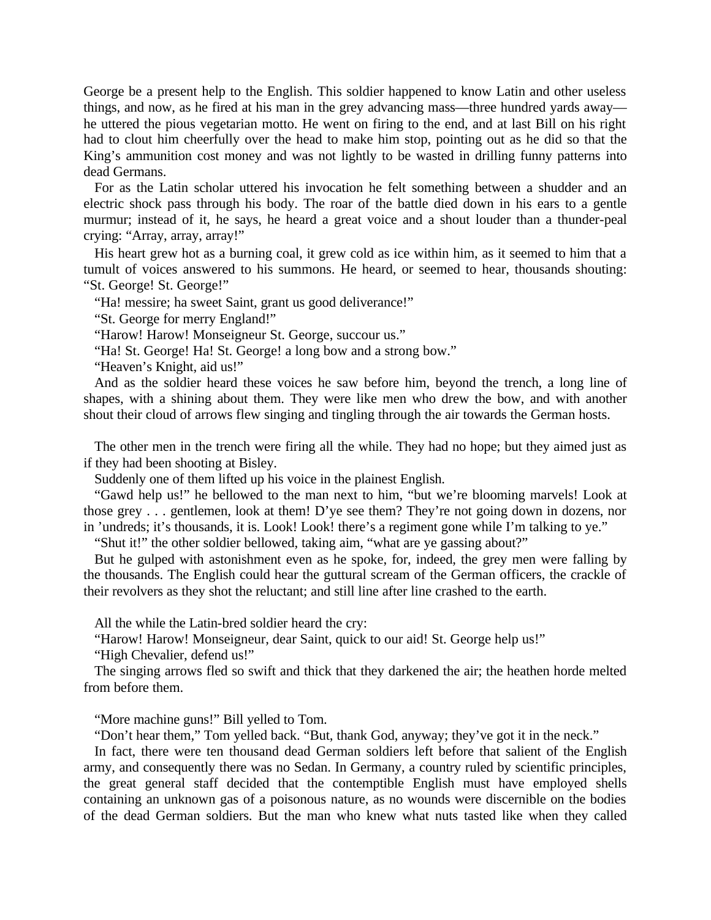George be a present help to the English. This soldier happened to know Latin and other useless things, and now, as he fired at his man in the grey advancing mass—three hundred yards away—he uttered the pious vegetarian motto. He went on firing to the end, and at last Bill on his right had to clout him cheerfully over the head to make him stop, pointing out as he did so that the King's ammunition cost money and was not lightly to be wasted in drilling funny patterns into dead Germans.

For as the Latin scholar uttered his invocation he felt something between a shudder and an electric shock pass through his body. The roar of the battle died down in his ears to a gentle murmur; instead of it, he says, he heard a great voice and a shout louder than a thunder-peal crying: "Array, array, array!"

His heart grew hot as a burning coal, it grew cold as ice within him, as it seemed to him that a tumult of voices answered to his summons. He heard, or seemed to hear, thousands shouting: "St. George! St. George!"

"Ha! messire; ha sweet Saint, grant us good deliverance!"

"St. George for merry England!"

"Harow! Harow! Monseigneur St. George, succour us."

"Ha! St. George! Ha! St. George! a long bow and a strong bow."

"Heaven's Knight, aid us!"

And as the soldier heard these voices he saw before him, beyond the trench, a long line of shapes, with a shining about them. They were like men who drew the bow, and with another shout their cloud of arrows flew singing and tingling through the air towards the German hosts.

The other men in the trench were firing all the while. They had no hope; but they aimed just as if they had been shooting at Bisley.

Suddenly one of them lifted up his voice in the plainest English.

"Gawd help us!" he bellowed to the man next to him, "but we're blooming marvels! Look at those grey . . . gentlemen, look at them! D'ye see them? They're not going down in dozens, nor in 'undreds; it's thousands, it is. Look! Look! there's a regiment gone while I'm talking to ye."

"Shut it!" the other soldier bellowed, taking aim, "what are ye gassing about?"

But he gulped with astonishment even as he spoke, for, indeed, the grey men were falling by the thousands. The English could hear the guttural scream of the German officers, the crackle of their revolvers as they shot the reluctant; and still line after line crashed to the earth.

All the while the Latin-bred soldier heard the cry:

"Harow! Harow! Monseigneur, dear Saint, quick to our aid! St. George help us!"

"High Chevalier, defend us!"

The singing arrows fled so swift and thick that they darkened the air; the heathen horde melted from before them.

"More machine guns!" Bill yelled to Tom.

"Don't hear them," Tom yelled back. "But, thank God, anyway; they've got it in the neck."

In fact, there were ten thousand dead German soldiers left before that salient of the English army, and consequently there was no Sedan. In Germany, a country ruled by scientific principles, the great general staff decided that the contemptible English must have employed shells containing an unknown gas of a poisonous nature, as no wounds were discernible on the bodies of the dead German soldiers. But the man who knew what nuts tasted like when they called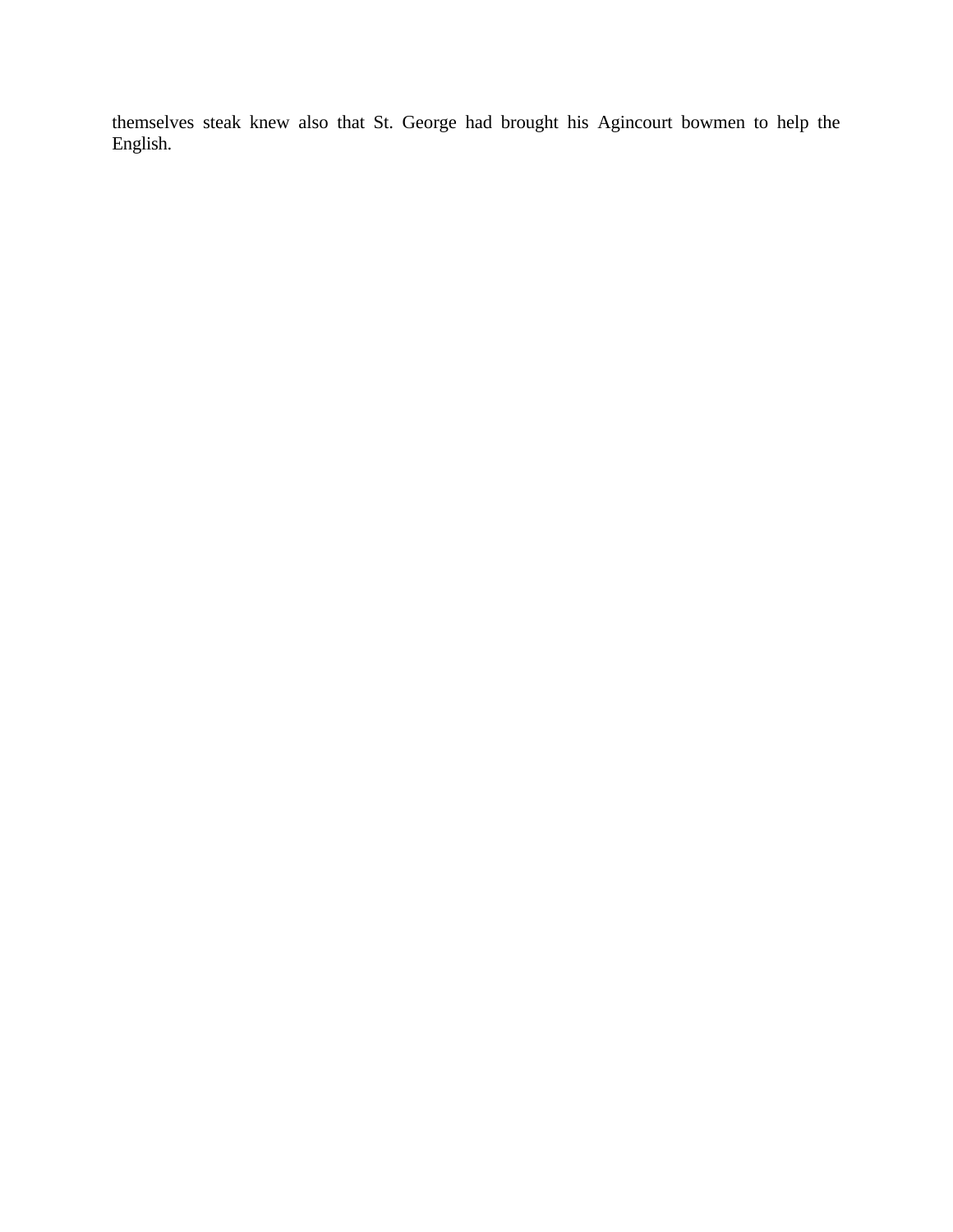themselves steak knew also that St. George had brought his Agincourt bowmen to help the English.